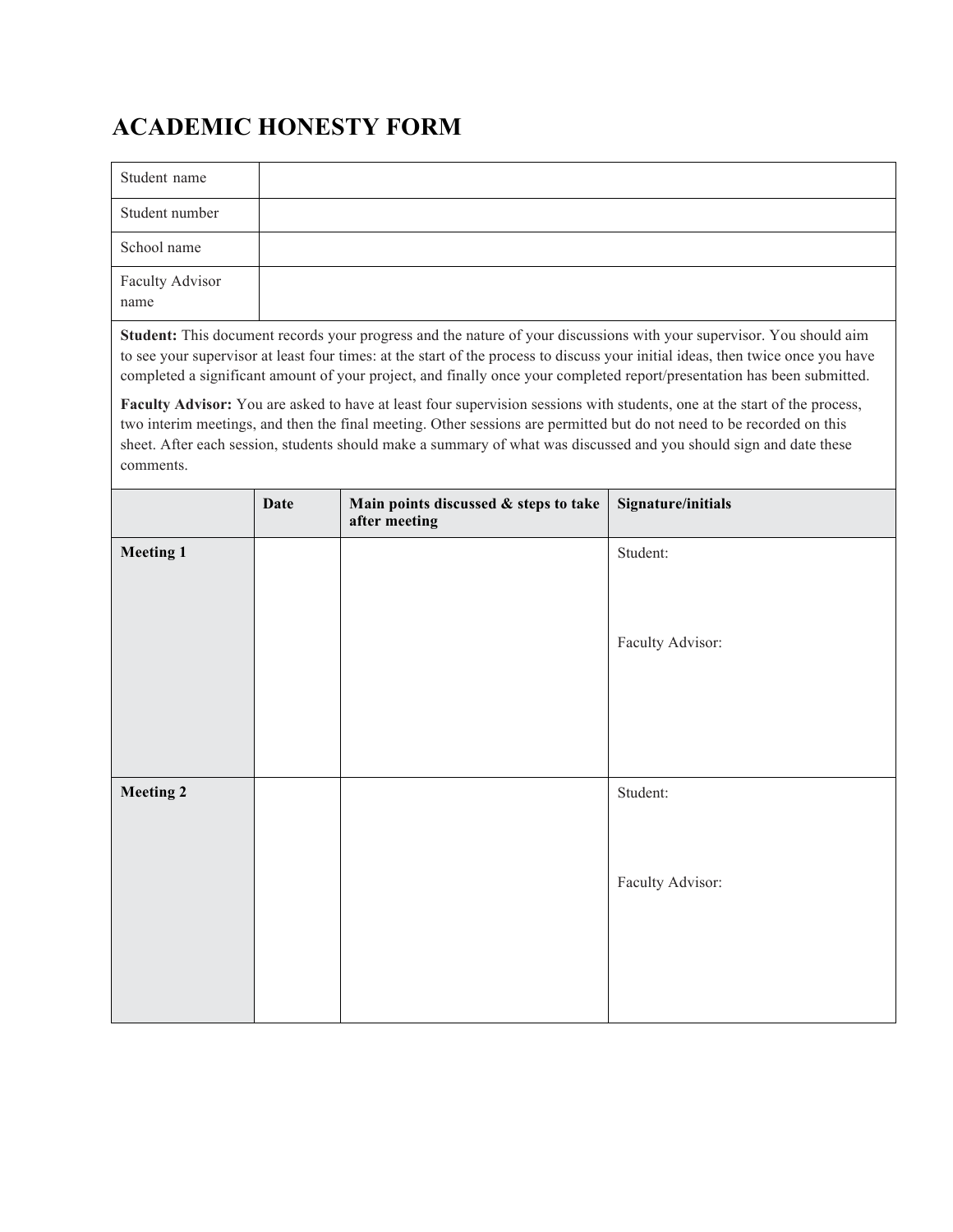# ACADEMIC HONESTY FORM

| Student name | |
|---|---|
| Student number | |
| School name | |
| Faculty Advisor name | |

**Student:** This document records your progress and the nature of your discussions with your supervisor. You should aim to see your supervisor at least four times: at the start of the process to discuss your initial ideas, then twice once you have completed a significant amount of your project, and finally once your completed report/presentation has been submitted.

**Faculty Advisor:** You are asked to have at least four supervision sessions with students, one at the start of the process, two interim meetings, and then the final meeting. Other sessions are permitted but do not need to be recorded on this sheet. After each session, students should make a summary of what was discussed and you should sign and date these comments.

| | Date | Main points discussed & steps to take after meeting | Signature/initials |
|---|---|---|---|
| **Meeting 1** | | | Student:<br><br>Faculty Advisor: |
| **Meeting 2** | | | Student:<br><br>Faculty Advisor: |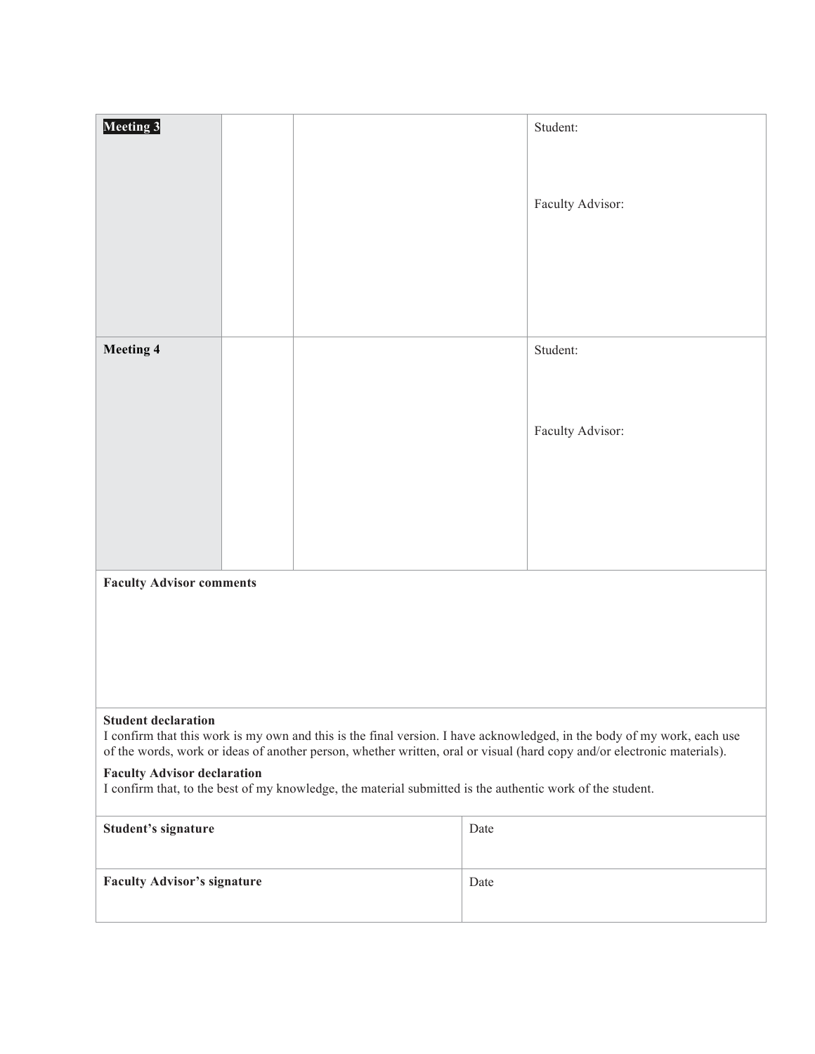| | | | |
|---|---|---|---|
| **Meeting 3** | | | Student:<br><br>Faculty Advisor: |
| **Meeting 4** | | | Student:<br><br>Faculty Advisor: |

**Faculty Advisor comments**

**Student declaration**
I confirm that this work is my own and this is the final version. I have acknowledged, in the body of my work, each use of the words, work or ideas of another person, whether written, oral or visual (hard copy and/or electronic materials).

**Faculty Advisor declaration**
I confirm that, to the best of my knowledge, the material submitted is the authentic work of the student.

| | |
|---|---|
| **Student's signature** | Date |
| **Faculty Advisor's signature** | Date |